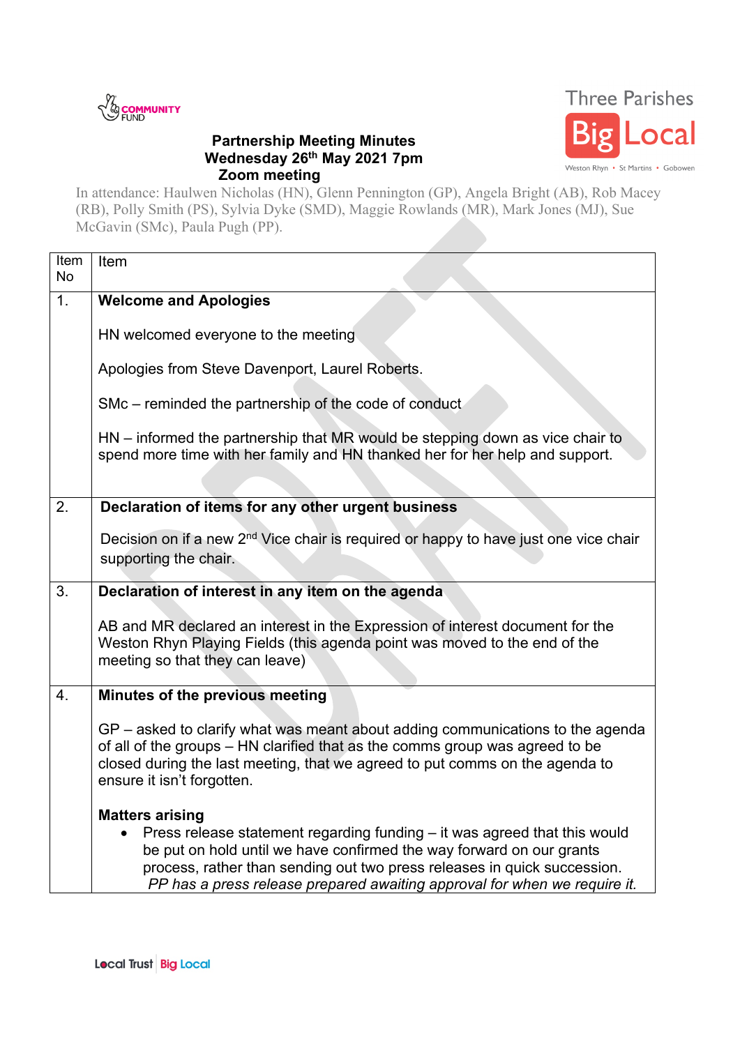Three Parishes Big Local
Weston Rhyn • St Martins • Gobowen

# Partnership Meeting Minutes
**Wednesday 26th May 2021 7pm**
**Zoom meeting**

In attendance: Haulwen Nicholas (HN), Glenn Pennington (GP), Angela Bright (AB), Rob Macey (RB), Polly Smith (PS), Sylvia Dyke (SMD), Maggie Rowlands (MR), Mark Jones (MJ), Sue McGavin (SMc), Paula Pugh (PP).

| Item No | Item |
|---|---|
| 1. | **Welcome and Apologies**<br><br>HN welcomed everyone to the meeting<br><br>Apologies from Steve Davenport, Laurel Roberts.<br><br>SMc – reminded the partnership of the code of conduct<br><br>HN – informed the partnership that MR would be stepping down as vice chair to spend more time with her family and HN thanked her for her help and support. |
| 2. | **Declaration of items for any other urgent business**<br><br>Decision on if a new 2nd Vice chair is required or happy to have just one vice chair supporting the chair. |
| 3. | **Declaration of interest in any item on the agenda**<br><br>AB and MR declared an interest in the Expression of interest document for the Weston Rhyn Playing Fields (this agenda point was moved to the end of the meeting so that they can leave) |
| 4. | **Minutes of the previous meeting**<br><br>GP – asked to clarify what was meant about adding communications to the agenda of all of the groups – HN clarified that as the comms group was agreed to be closed during the last meeting, that we agreed to put comms on the agenda to ensure it isn't forgotten.<br><br>**Matters arising**<br>• Press release statement regarding funding – it was agreed that this would be put on hold until we have confirmed the way forward on our grants process, rather than sending out two press releases in quick succession. *PP has a press release prepared awaiting approval for when we require it.* |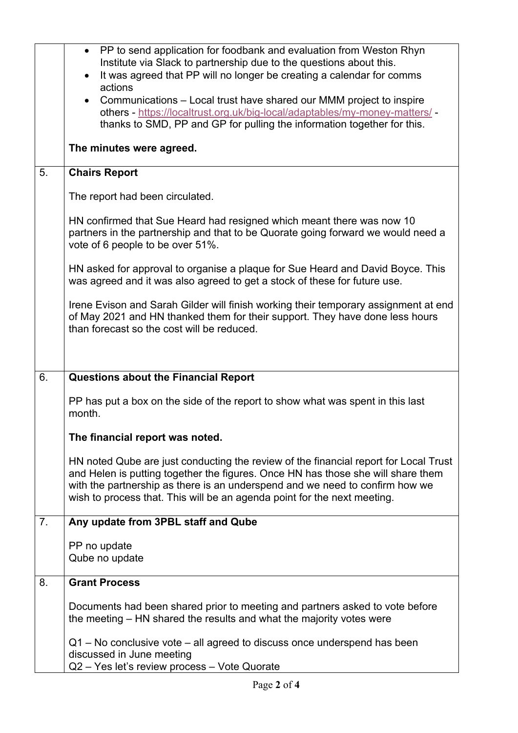| | |
|---|---|
| | • PP to send application for foodbank and evaluation from Weston Rhyn Institute via Slack to partnership due to the questions about this.<br>• It was agreed that PP will no longer be creating a calendar for comms actions<br>• Communications – Local trust have shared our MMM project to inspire others - https://localtrust.org.uk/big-local/adaptables/my-money-matters/ - thanks to SMD, PP and GP for pulling the information together for this.<br><br>**The minutes were agreed.** |
| 5. | **Chairs Report**<br><br>The report had been circulated.<br><br>HN confirmed that Sue Heard had resigned which meant there was now 10 partners in the partnership and that to be Quorate going forward we would need a vote of 6 people to be over 51%.<br><br>HN asked for approval to organise a plaque for Sue Heard and David Boyce. This was agreed and it was also agreed to get a stock of these for future use.<br><br>Irene Evison and Sarah Gilder will finish working their temporary assignment at end of May 2021 and HN thanked them for their support. They have done less hours than forecast so the cost will be reduced. |
| 6. | **Questions about the Financial Report**<br><br>PP has put a box on the side of the report to show what was spent in this last month.<br><br>**The financial report was noted.**<br><br>HN noted Qube are just conducting the review of the financial report for Local Trust and Helen is putting together the figures. Once HN has those she will share them with the partnership as there is an underspend and we need to confirm how we wish to process that. This will be an agenda point for the next meeting. |
| 7. | **Any update from 3PBL staff and Qube**<br><br>PP no update<br>Qube no update |
| 8. | **Grant Process**<br><br>Documents had been shared prior to meeting and partners asked to vote before the meeting – HN shared the results and what the majority votes were<br><br>Q1 – No conclusive vote – all agreed to discuss once underspend has been discussed in June meeting<br>Q2 – Yes let's review process – Vote Quorate |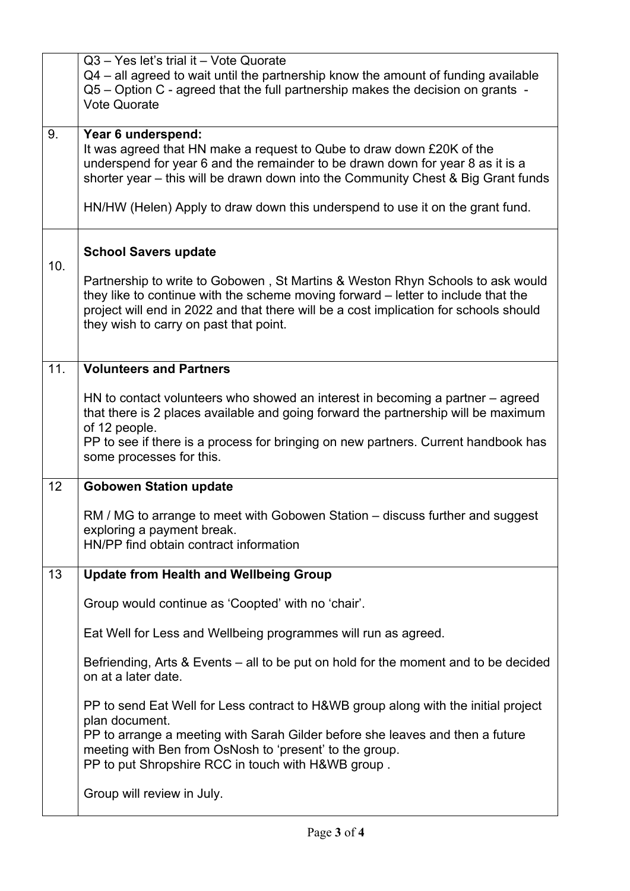| | |
|---|---|
| | Q3 – Yes let's trial it – Vote Quorate<br>Q4 – all agreed to wait until the partnership know the amount of funding available<br>Q5 – Option C - agreed that the full partnership makes the decision on grants - Vote Quorate |
| 9. | **Year 6 underspend:**<br>It was agreed that HN make a request to Qube to draw down £20K of the underspend for year 6 and the remainder to be drawn down for year 8 as it is a shorter year – this will be drawn down into the Community Chest & Big Grant funds<br><br>HN/HW (Helen) Apply to draw down this underspend to use it on the grant fund. |
| 10. | **School Savers update**<br><br>Partnership to write to Gobowen , St Martins & Weston Rhyn Schools to ask would they like to continue with the scheme moving forward – letter to include that the project will end in 2022 and that there will be a cost implication for schools should they wish to carry on past that point. |
| 11. | **Volunteers and Partners**<br><br>HN to contact volunteers who showed an interest in becoming a partner – agreed that there is 2 places available and going forward the partnership will be maximum of 12 people.<br>PP to see if there is a process for bringing on new partners. Current handbook has some processes for this. |
| 12 | **Gobowen Station update**<br><br>RM / MG to arrange to meet with Gobowen Station – discuss further and suggest exploring a payment break.<br>HN/PP find obtain contract information |
| 13 | **Update from Health and Wellbeing Group**<br><br>Group would continue as 'Coopted' with no 'chair'.<br><br>Eat Well for Less and Wellbeing programmes will run as agreed.<br><br>Befriending, Arts & Events – all to be put on hold for the moment and to be decided on at a later date.<br><br>PP to send Eat Well for Less contract to H&WB group along with the initial project plan document.<br>PP to arrange a meeting with Sarah Gilder before she leaves and then a future meeting with Ben from OsNosh to 'present' to the group.<br>PP to put Shropshire RCC in touch with H&WB group .<br><br>Group will review in July. |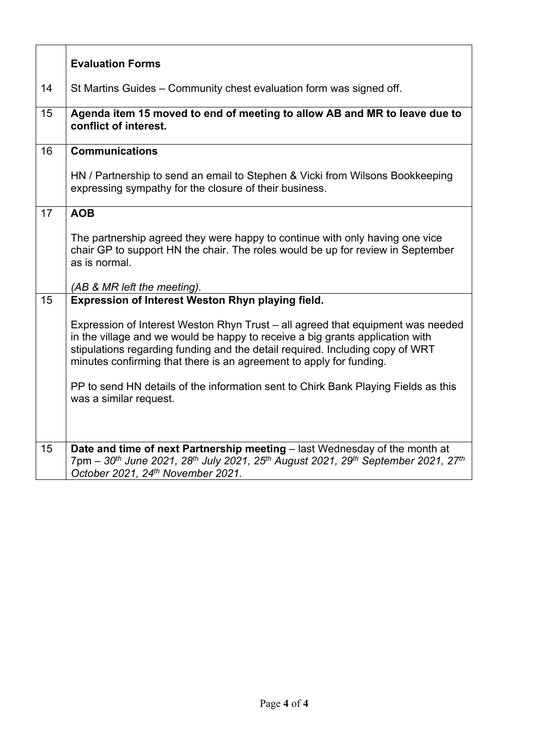| | |
|---|---|
| 14 | **Evaluation Forms**<br><br>St Martins Guides – Community chest evaluation form was signed off. |
| 15 | **Agenda item 15 moved to end of meeting to allow AB and MR to leave due to conflict of interest.** |
| 16 | **Communications**<br><br>HN / Partnership to send an email to Stephen & Vicki from Wilsons Bookkeeping expressing sympathy for the closure of their business. |
| 17 | **AOB**<br><br>The partnership agreed they were happy to continue with only having one vice chair GP to support HN the chair. The roles would be up for review in September as is normal.<br><br>*(AB & MR left the meeting).* |
| 15 | **Expression of Interest Weston Rhyn playing field.**<br><br>Expression of Interest Weston Rhyn Trust – all agreed that equipment was needed in the village and we would be happy to receive a big grants application with stipulations regarding funding and the detail required. Including copy of WRT minutes confirming that there is an agreement to apply for funding.<br><br>PP to send HN details of the information sent to Chirk Bank Playing Fields as this was a similar request. |
| 15 | **Date and time of next Partnership meeting** – last Wednesday of the month at 7pm – *30th June 2021, 28th July 2021, 25th August 2021, 29th September 2021, 27th October 2021, 24th November 2021.* |